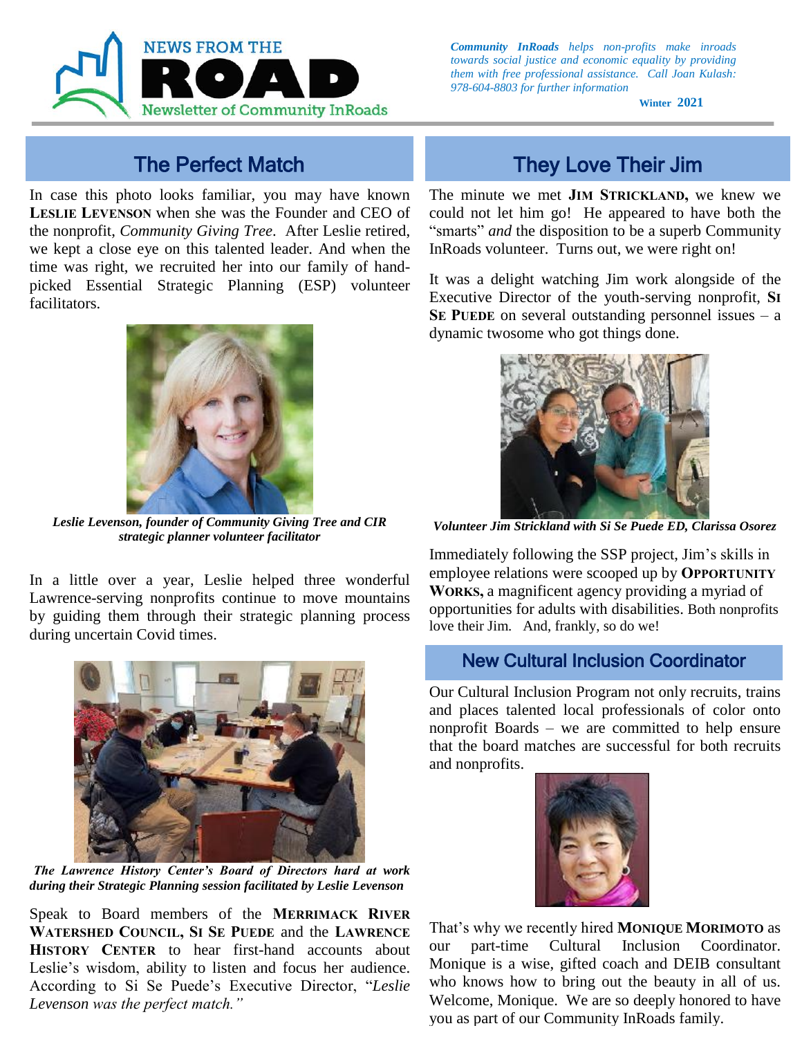# NEWS FROM THE ROAD

Newsletter of Community InRoads

***Community InRoads** helps non-profits make inroads towards social justice and economic equality by providing them with free professional assistance. Call Joan Kulash: 978-604-8803 for further information*

**Winter 2021**

## The Perfect Match

In case this photo looks familiar, you may have known **LESLIE LEVENSON** when she was the Founder and CEO of the nonprofit, *Community Giving Tree*. After Leslie retired, we kept a close eye on this talented leader. And when the time was right, we recruited her into our family of hand-picked Essential Strategic Planning (ESP) volunteer facilitators.

***Leslie Levenson, founder of Community Giving Tree and CIR strategic planner volunteer facilitator***

In a little over a year, Leslie helped three wonderful Lawrence-serving nonprofits continue to move mountains by guiding them through their strategic planning process during uncertain Covid times.

***The Lawrence History Center's Board of Directors hard at work during their Strategic Planning session facilitated by Leslie Levenson***

Speak to Board members of the **MERRIMACK RIVER WATERSHED COUNCIL, SI SE PUEDE** and the **LAWRENCE HISTORY CENTER** to hear first-hand accounts about Leslie's wisdom, ability to listen and focus her audience. According to Si Se Puede's Executive Director, "*Leslie Levenson was the perfect match.*"

## They Love Their Jim

The minute we met **JIM STRICKLAND,** we knew we could not let him go! He appeared to have both the "smarts" *and* the disposition to be a superb Community InRoads volunteer. Turns out, we were right on!

It was a delight watching Jim work alongside of the Executive Director of the youth-serving nonprofit, **SI SE PUEDE** on several outstanding personnel issues – a dynamic twosome who got things done.

***Volunteer Jim Strickland with Si Se Puede ED, Clarissa Osorez***

Immediately following the SSP project, Jim's skills in employee relations were scooped up by **OPPORTUNITY WORKS,** a magnificent agency providing a myriad of opportunities for adults with disabilities. Both nonprofits love their Jim. And, frankly, so do we!

## New Cultural Inclusion Coordinator

Our Cultural Inclusion Program not only recruits, trains and places talented local professionals of color onto nonprofit Boards – we are committed to help ensure that the board matches are successful for both recruits and nonprofits.

That's why we recently hired **MONIQUE MORIMOTO** as our part-time Cultural Inclusion Coordinator. Monique is a wise, gifted coach and DEIB consultant who knows how to bring out the beauty in all of us. Welcome, Monique. We are so deeply honored to have you as part of our Community InRoads family.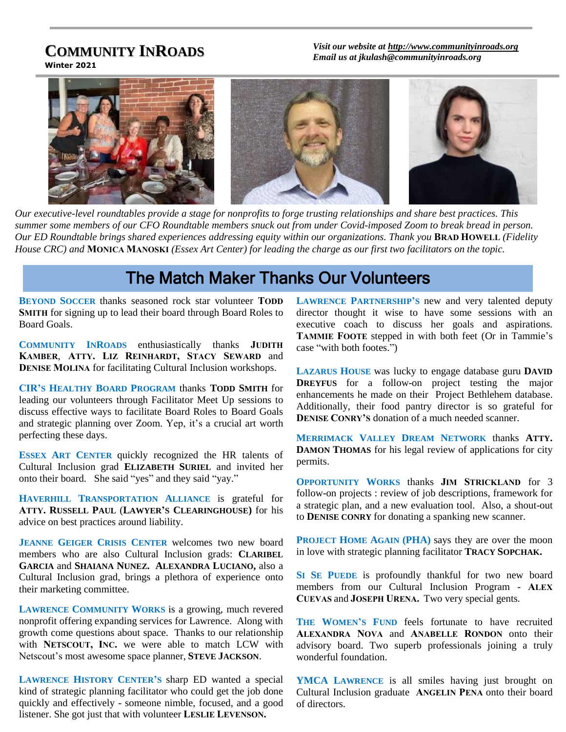# COMMUNITY INROADS

**Winter 2021**

*Visit our website at http://www.communityinroads.org*
*Email us at jkulash@communityinroads.org*

*Our executive-level roundtables provide a stage for nonprofits to forge trusting relationships and share best practices. This summer some members of our CFO Roundtable members snuck out from under Covid-imposed Zoom to break bread in person. Our ED Roundtable brings shared experiences addressing equity within our organizations. Thank you* **BRAD HOWELL** *(Fidelity House CRC) and* **MONICA MANOSKI** *(Essex Art Center) for leading the charge as our first two facilitators on the topic.*

## The Match Maker Thanks Our Volunteers

**BEYOND SOCCER** thanks seasoned rock star volunteer **TODD SMITH** for signing up to lead their board through Board Roles to Board Goals.

**COMMUNITY INROADS** enthusiastically thanks **JUDITH KAMBER**, **ATTY. LIZ REINHARDT, STACY SEWARD** and **DENISE MOLINA** for facilitating Cultural Inclusion workshops.

**CIR'S HEALTHY BOARD PROGRAM** thanks **TODD SMITH** for leading our volunteers through Facilitator Meet Up sessions to discuss effective ways to facilitate Board Roles to Board Goals and strategic planning over Zoom. Yep, it's a crucial art worth perfecting these days.

**ESSEX ART CENTER** quickly recognized the HR talents of Cultural Inclusion grad **ELIZABETH SURIEL** and invited her onto their board. She said "yes" and they said "yay."

**HAVERHILL TRANSPORTATION ALLIANCE** is grateful for **ATTY. RUSSELL PAUL** (**LAWYER'S CLEARINGHOUSE)** for his advice on best practices around liability.

**JEANNE GEIGER CRISIS CENTER** welcomes two new board members who are also Cultural Inclusion grads: **CLARIBEL GARCIA** and **SHAIANA NUNEZ. ALEXANDRA LUCIANO,** also a Cultural Inclusion grad, brings a plethora of experience onto their marketing committee.

**LAWRENCE COMMUNITY WORKS** is a growing, much revered nonprofit offering expanding services for Lawrence. Along with growth come questions about space. Thanks to our relationship with **NETSCOUT, INC.** we were able to match LCW with Netscout's most awesome space planner, **STEVE JACKSON**.

**LAWRENCE HISTORY CENTER'S** sharp ED wanted a special kind of strategic planning facilitator who could get the job done quickly and effectively - someone nimble, focused, and a good listener. She got just that with volunteer **LESLIE LEVENSON.**

**LAWRENCE PARTNERSHIP'S** new and very talented deputy director thought it wise to have some sessions with an executive coach to discuss her goals and aspirations. **TAMMIE FOOTE** stepped in with both feet (Or in Tammie's case "with both footes.")

**LAZARUS HOUSE** was lucky to engage database guru **DAVID DREYFUS** for a follow-on project testing the major enhancements he made on their Project Bethlehem database. Additionally, their food pantry director is so grateful for **DENISE CONRY'S** donation of a much needed scanner.

**MERRIMACK VALLEY DREAM NETWORK** thanks **ATTY. DAMON THOMAS** for his legal review of applications for city permits.

**OPPORTUNITY WORKS** thanks **JIM STRICKLAND** for 3 follow-on projects : review of job descriptions, framework for a strategic plan, and a new evaluation tool. Also, a shout-out to **DENISE CONRY** for donating a spanking new scanner.

**PROJECT HOME AGAIN (PHA)** says they are over the moon in love with strategic planning facilitator **TRACY SOPCHAK.**

**SI SE PUEDE** is profoundly thankful for two new board members from our Cultural Inclusion Program - **ALEX CUEVAS** and **JOSEPH URENA.** Two very special gents.

**THE WOMEN'S FUND** feels fortunate to have recruited **ALEXANDRA NOVA** and **ANABELLE RONDON** onto their advisory board. Two superb professionals joining a truly wonderful foundation.

**YMCA LAWRENCE** is all smiles having just brought on Cultural Inclusion graduate **ANGELIN PENA** onto their board of directors.